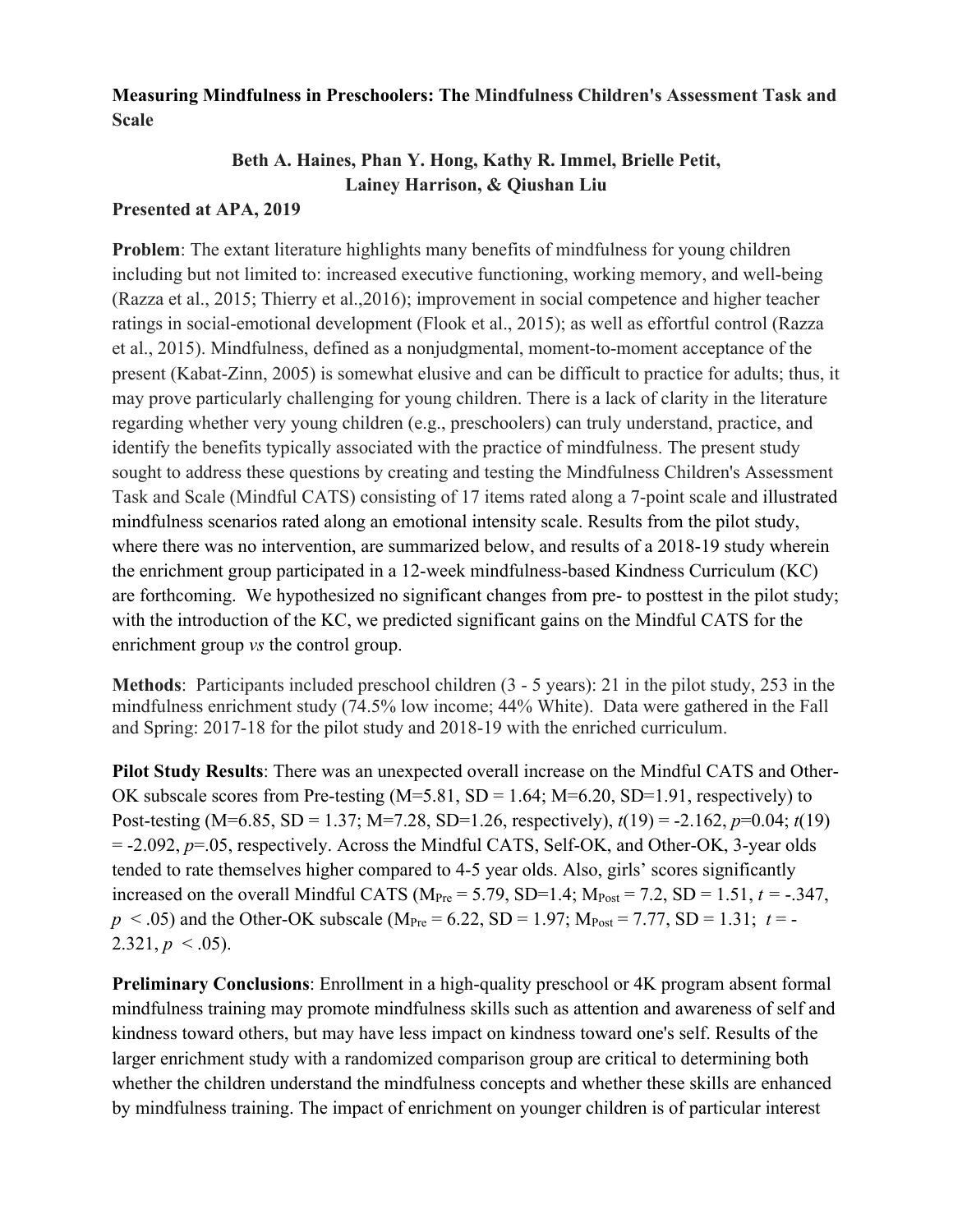**Measuring Mindfulness in Preschoolers: The Mindfulness Children's Assessment Task and Scale**

**Beth A. Haines, Phan Y. Hong, Kathy R. Immel, Brielle Petit, Lainey Harrison, & Qiushan Liu**

**Presented at APA, 2019**

**Problem**: The extant literature highlights many benefits of mindfulness for young children including but not limited to: increased executive functioning, working memory, and well-being (Razza et al., 2015; Thierry et al.,2016); improvement in social competence and higher teacher ratings in social-emotional development (Flook et al., 2015); as well as effortful control (Razza et al., 2015). Mindfulness, defined as a nonjudgmental, moment-to-moment acceptance of the present (Kabat-Zinn, 2005) is somewhat elusive and can be difficult to practice for adults; thus, it may prove particularly challenging for young children. There is a lack of clarity in the literature regarding whether very young children (e.g., preschoolers) can truly understand, practice, and identify the benefits typically associated with the practice of mindfulness. The present study sought to address these questions by creating and testing the Mindfulness Children's Assessment Task and Scale (Mindful CATS) consisting of 17 items rated along a 7-point scale and illustrated mindfulness scenarios rated along an emotional intensity scale. Results from the pilot study, where there was no intervention, are summarized below, and results of a 2018-19 study wherein the enrichment group participated in a 12-week mindfulness-based Kindness Curriculum (KC) are forthcoming. We hypothesized no significant changes from pre- to posttest in the pilot study; with the introduction of the KC, we predicted significant gains on the Mindful CATS for the enrichment group *vs* the control group.

**Methods**: Participants included preschool children (3 - 5 years): 21 in the pilot study, 253 in the mindfulness enrichment study (74.5% low income; 44% White). Data were gathered in the Fall and Spring: 2017-18 for the pilot study and 2018-19 with the enriched curriculum.

**Pilot Study Results**: There was an unexpected overall increase on the Mindful CATS and Other-OK subscale scores from Pre-testing (M=5.81, SD = 1.64; M=6.20, SD=1.91, respectively) to Post-testing (M=6.85, SD = 1.37; M=7.28, SD=1.26, respectively), $t(19) = -2.162$, $p=0.04$; $t(19) = -2.092$, $p=.05$, respectively. Across the Mindful CATS, Self-OK, and Other-OK, 3-year olds tended to rate themselves higher compared to 4-5 year olds. Also, girls' scores significantly increased on the overall Mindful CATS ($M_{Pre} = 5.79$, SD=1.4; $M_{Post} = 7.2$, SD = 1.51, $t = -.347$, $p < .05$) and the Other-OK subscale ($M_{Pre} = 6.22$, SD = 1.97; $M_{Post} = 7.77$, SD = 1.31; $t = -2.321$, $p < .05$).

**Preliminary Conclusions**: Enrollment in a high-quality preschool or 4K program absent formal mindfulness training may promote mindfulness skills such as attention and awareness of self and kindness toward others, but may have less impact on kindness toward one's self. Results of the larger enrichment study with a randomized comparison group are critical to determining both whether the children understand the mindfulness concepts and whether these skills are enhanced by mindfulness training. The impact of enrichment on younger children is of particular interest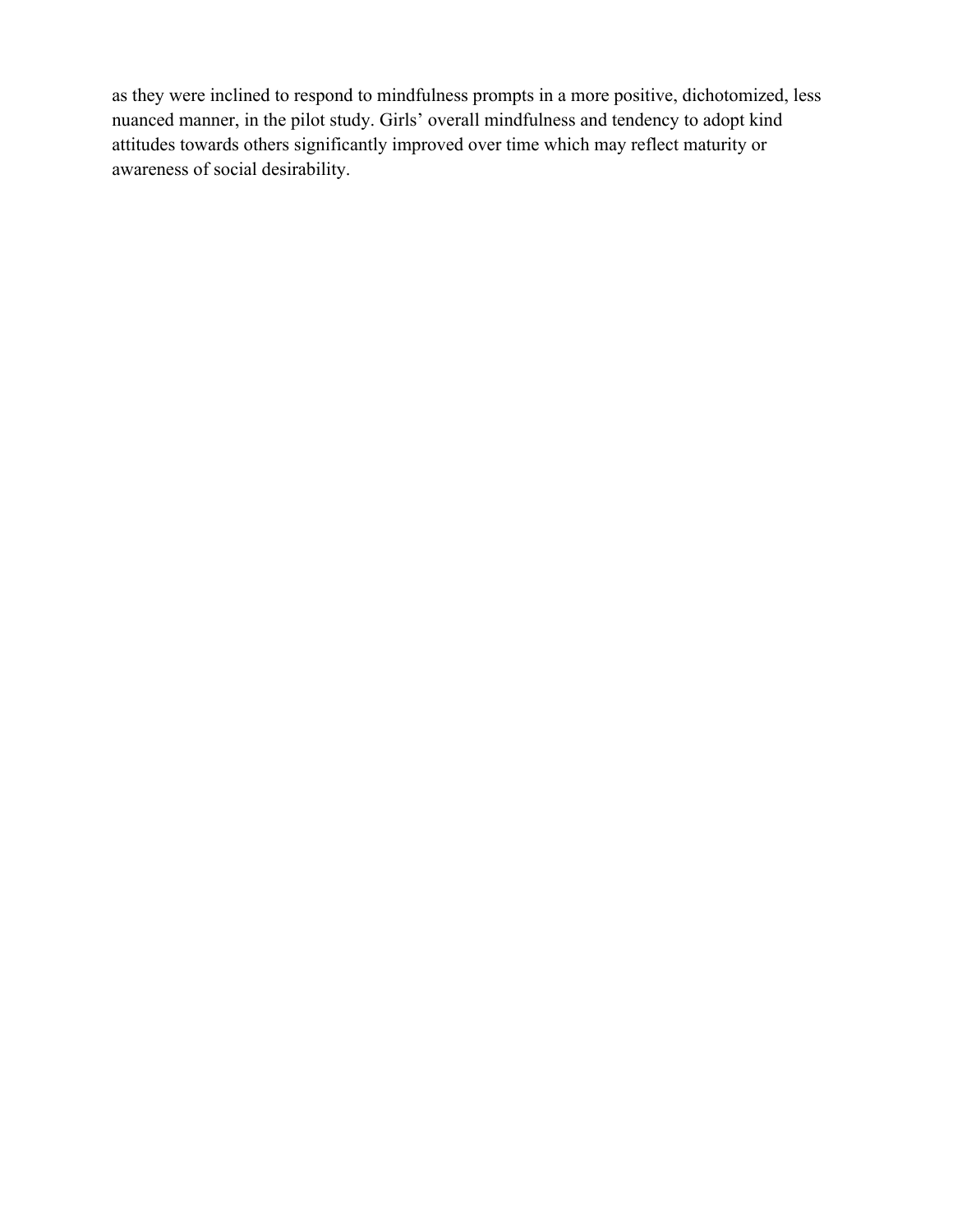as they were inclined to respond to mindfulness prompts in a more positive, dichotomized, less nuanced manner, in the pilot study. Girls' overall mindfulness and tendency to adopt kind attitudes towards others significantly improved over time which may reflect maturity or awareness of social desirability.